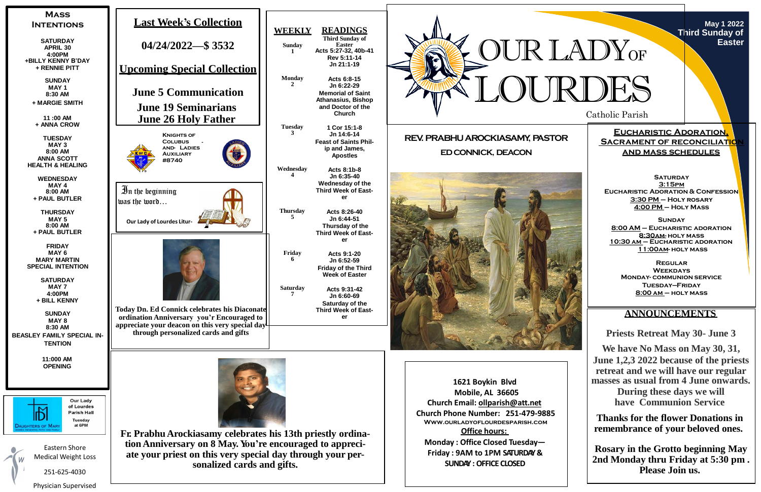# OUR LADY OF LOURDES

Catholic Parish

May 1 2022
Third Sunday of Easter

## Mass Intentions

**SATURDAY**
**APRIL 30**
**4:00PM**
**+BILLY KENNY B'DAY**
**+ RENNIE PITT**

**SUNDAY**
**MAY 1**
**8:30 AM**
**+ MARGIE SMITH**

**11 :00 AM**
**+ ANNA CROW**

**TUESDAY**
**MAY 3**
**8:00 AM**
**ANNA SCOTT**
**HEALTH & HEALING**

**WEDNESDAY**
**MAY 4**
**8:00 AM**
**+ PAUL BUTLER**

**THURSDAY**
**MAY 5**
**8:00 AM**
**+ PAUL BUTLER**

**FRIDAY**
**MAY 6**
**MARY MARTIN**
**SPECIAL INTENTION**

**SATURDAY**
**MAY 7**
**4:00PM**
**+ BILL KENNY**

**SUNDAY**
**MAY 8**
**8:30 AM**
**BEASLEY FAMILY SPECIAL INTENTION**

**11:000 AM**
**OPENING**

Our Lady of Lourdes Parish Hall
Tuesday at 6PM
Daughters of Mary

Eastern Shore Medical Weight Loss
251-625-4030
Physician Supervised

## Last Week's Collection

**04/24/2022—$ 3532**

## Upcoming Special Collection

**June 5 Communication**
**June 19 Seminarians**
**June 26 Holy Father**

Knights of Colubus - and- Ladies Auxiliary #8740

In the beginning was the word…

Our Lady of Lourdes Litur-

**Today Dn. Ed Connick celebrates his Diaconate ordination Anniversary you're Encouraged to appreciate your deacon on this very special day through personalized cards and gifts**

**Fr. Prabhu Arockiasamy celebrates his 13th priestly ordination Anniversary on 8 May. You're encouraged to appreciate your priest on this very special day through your personalized cards and gifts.**

## Weekly Readings

| WEEKLY | READINGS |
|---|---|
| Sunday 1 | Third Sunday of Easter<br>Acts 5:27-32, 40b-41<br>Rev 5:11-14<br>Jn 21:1-19 |
| Monday 2 | Acts 6:8-15<br>Jn 6:22-29<br>Memorial of Saint Athanasius, Bishop and Doctor of the Church |
| Tuesday 3 | 1 Cor 15:1-8<br>Jn 14:6-14<br>Feast of Saints Philip and James, Apostles |
| Wednesday 4 | Acts 8:1b-8<br>Jn 6:35-40<br>Wednesday of the Third Week of Easter |
| Thursday 5 | Acts 8:26-40<br>Jn 6:44-51<br>Thursday of the Third Week of Easter |
| Friday 6 | Acts 9:1-20<br>Jn 6:52-59<br>Friday of the Third Week of Easter |
| Saturday 7 | Acts 9:31-42<br>Jn 6:60-69<br>Saturday of the Third Week of Easter |

**REV. PRABHU AROCKIASAMY, PASTOR**
**ED CONNICK, DEACON**

1621 Boykin Blvd
Mobile, AL 36605
Church Email: ollparish@att.net
Church Phone Number: 251-479-9885
www.ourladyoflourdesparish.com
Office hours:
Monday : Office Closed Tuesday—Friday : 9AM to 1PM SATURDAY & SUNDAY : OFFICE CLOSED

## Eucharistic Adoration, Sacrament of Reconciliation and Mass Schedules

**Saturday**
3:15pm
Eucharistic Adoration & Confession
3:30 PM – Holy Rosary
4:00 PM – Holy Mass

**Sunday**
8:00 AM – Eucharistic Adoration
8:30AM- Holy Mass
10:30 AM – Eucharistic Adoration
11:00AM- Holy Mass

**Regular Weekdays**
Monday- communion service
Tuesday—Friday
8:00 AM – Holy Mass

## ANNOUNCEMENTS

**Priests Retreat May 30- June 3**

**We have No Mass on May 30, 31, June 1,2,3 2022 because of the priests retreat and we will have our regular masses as usual from 4 June onwards. During these days we will have Communion Service**

**Thanks for the flower Donations in remembrance of your beloved ones.**

**Rosary in the Grotto beginning May 2nd Monday thru Friday at 5:30 pm . Please Join us.**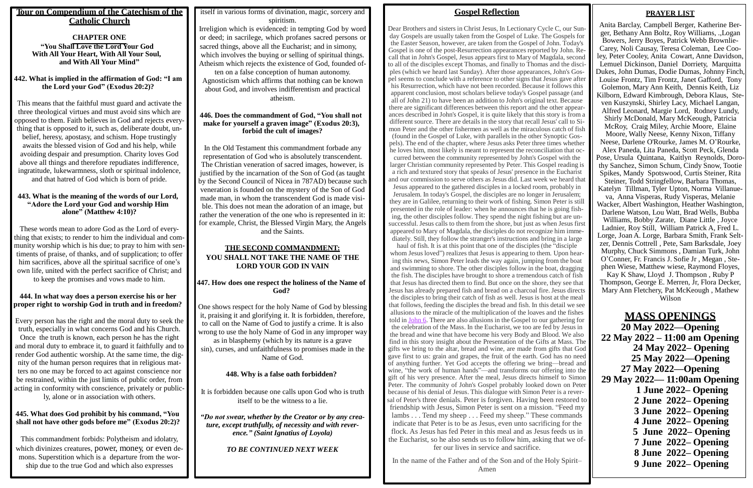## Tour on Compendium of the Catechism of the Catholic Church

### CHAPTER ONE

**"You Shall Love the Lord Your God With All Your Heart, With All Your Soul, and With All Your Mind"**

**442. What is implied in the affirmation of God: "I am the Lord your God" (Exodus 20:2)?**

This means that the faithful must guard and activate the three theological virtues and must avoid sins which are opposed to them. Faith believes in God and rejects everything that is opposed to it, such as, deliberate doubt, unbelief, heresy, apostasy, and schism. Hope trustingly awaits the blessed vision of God and his help, while avoiding despair and presumption. Charity loves God above all things and therefore repudiates indifference, ingratitude, lukewarmness, sloth or spiritual indolence, and that hatred of God which is born of pride.

**443. What is the meaning of the words of our Lord, "Adore the Lord your God and worship Him alone" (Matthew 4:10)?**

These words mean to adore God as the Lord of everything that exists; to render to him the individual and community worship which is his due; to pray to him with sentiments of praise, of thanks, and of supplication; to offer him sacrifices, above all the spiritual sacrifice of one's own life, united with the perfect sacrifice of Christ; and to keep the promises and vows made to him.

**444. In what way does a person exercise his or her proper right to worship God in truth and in freedom?**

Every person has the right and the moral duty to seek the truth, especially in what concerns God and his Church. Once the truth is known, each person he has the right and moral duty to embrace it, to guard it faithfully and to render God authentic worship. At the same time, the dignity of the human person requires that in religious matters no one may be forced to act against conscience nor be restrained, within the just limits of public order, from acting in conformity with conscience, privately or publicly, alone or in association with others.

**445. What does God prohibit by his command, "You shall not have other gods before me" (Exodus 20:2)?**

This commandment forbids: Polytheism and idolatry, which divinizes creatures, power, money, or even demons. Superstition which is a departure from the worship due to the true God and which also expresses itself in various forms of divination, magic, sorcery and spiritism.
Irreligion which is evidenced: in tempting God by word or deed; in sacrilege, which profanes sacred persons or sacred things, above all the Eucharist; and in simony, which involves the buying or selling of spiritual things. Atheism which rejects the existence of God, founded often on a false conception of human autonomy. Agnosticism which affirms that nothing can be known about God, and involves indifferentism and practical atheism.

**446. Does the commandment of God, "You shall not make for yourself a graven image" (Exodus 20:3), forbid the cult of images?**

In the Old Testament this commandment forbade any representation of God who is absolutely transcendent. The Christian veneration of sacred images, however, is justified by the incarnation of the Son of God (as taught by the Second Council of Nicea in 787AD) because such veneration is founded on the mystery of the Son of God made man, in whom the transcendent God is made visible. This does not mean the adoration of an image, but rather the veneration of the one who is represented in it: for example, Christ, the Blessed Virgin Mary, the Angels and the Saints.

**THE SECOND COMMANDMENT:**
**YOU SHALL NOT TAKE THE NAME OF THE LORD YOUR GOD IN VAIN**

**447. How does one respect the holiness of the Name of God?**

One shows respect for the holy Name of God by blessing it, praising it and glorifying it. It is forbidden, therefore, to call on the Name of God to justify a crime. It is also wrong to use the holy Name of God in any improper way as in blasphemy (which by its nature is a grave sin), curses, and unfaithfulness to promises made in the Name of God.

**448. Why is a false oath forbidden?**

It is forbidden because one calls upon God who is truth itself to be the witness to a lie.

***"Do not swear, whether by the Creator or by any creature, except truthfully, of necessity and with reverence." (Saint Ignatius of Loyola)***

***TO BE CONTINUED NEXT WEEK***

## Gospel Reflection

Dear Brothers and sisters in Christ Jesus, In Lectionary Cycle C, our Sunday Gospels are usually taken from the Gospel of Luke. The Gospels for the Easter Season, however, are taken from the Gospel of John. Today's Gospel is one of the post-Resurrection appearances reported by John. Recall that in John's Gospel, Jesus appears first to Mary of Magdala, second to all of the disciples except Thomas, and finally to Thomas and the disciples (which we heard last Sunday). After those appearances, John's Gospel seems to conclude with a reference to other signs that Jesus gave after his Resurrection, which have not been recorded. Because it follows this apparent conclusion, most scholars believe today's Gospel passage (and all of John 21) to have been an addition to John's original text. Because there are significant differences between this report and the other appearances described in John's Gospel, it is quite likely that this story is from a different source. There are details in the story that recall Jesus' call to Simon Peter and the other fishermen as well as the miraculous catch of fish (found in the Gospel of Luke, with parallels in the other Synoptic Gospels). The end of the chapter, where Jesus asks Peter three times whether he loves him, most likely is meant to represent the reconciliation that occurred between the community represented by John's Gospel with the larger Christian community represented by Peter. This Gospel reading is a rich and textured story that speaks of Jesus' presence in the Eucharist and our commission to serve others as Jesus did. Last week we heard that Jesus appeared to the gathered disciples in a locked room, probably in Jerusalem. In today's Gospel, the disciples are no longer in Jerusalem; they are in Galilee, returning to their work of fishing. Simon Peter is still presented in the role of leader: when he announces that he is going fishing, the other disciples follow. They spend the night fishing but are unsuccessful. Jesus calls to them from the shore, but just as when Jesus first appeared to Mary of Magdala, the disciples do not recognize him immediately. Still, they follow the stranger's instructions and bring in a large haul of fish. It is at this point that one of the disciples (the "disciple whom Jesus loved") realizes that Jesus is appearing to them. Upon hearing this news, Simon Peter leads the way again, jumping from the boat and swimming to shore. The other disciples follow in the boat, dragging the fish. The disciples have brought to shore a tremendous catch of fish that Jesus has directed them to find. But once on the shore, they see that Jesus has already prepared fish and bread on a charcoal fire. Jesus directs the disciples to bring their catch of fish as well. Jesus is host at the meal that follows, feeding the disciples the bread and fish. In this detail we see allusions to the miracle of the multiplication of the loaves and the fishes told in John 6. There are also allusions in the Gospel to our gathering for the celebration of the Mass. In the Eucharist, we too are fed by Jesus in the bread and wine that have become his very Body and Blood. We also find in this story insight about the Presentation of the Gifts at Mass. The gifts we bring to the altar, bread and wine, are made from gifts that God gave first to us: grain and grapes, the fruit of the earth. God has no need of anything further. Yet God accepts the offering we bring—bread and wine, "the work of human hands"—and transforms our offering into the gift of his very presence. After the meal, Jesus directs himself to Simon Peter. The community of John's Gospel probably looked down on Peter because of his denial of Jesus. This dialogue with Simon Peter is a reversal of Peter's three denials. Peter is forgiven. Having been restored to friendship with Jesus, Simon Peter is sent on a mission. "Feed my lambs . . . Tend my sheep . . . Feed my sheep." These commands indicate that Peter is to be as Jesus, even unto sacrificing for the flock. As Jesus has fed Peter in this meal and as Jesus feeds us in the Eucharist, so he asks us to follow him, asking that we offer our lives in service and sacrifice.

In the name of the Father and of the Son and of the Holy Spirit–Amen

## PRAYER LIST

Anita Barclay, Campbell Berger, Katherine Berger, Bethany Ann Boltz, Roy Williams, .,Logan Bowers, Jerry Boyes, Patrick Webb Brownlie-Carey, Noli Causay, Teresa Coleman, Lee Cooley, Peter Cooley, Anita Cowart, Anne Davidson, Lemuel Dickinson, Daniel Dorriety, Marquitta Dukes, John Dumas, Dodie Dumas, Johnny Finch, Louise Frontz, Tim Frontz, Janet Gafford, Tony Golemon, Mary Ann Keith, Dennis Keith, Liz Kilborn, Edward Kimbrough, Debora Klaus, Steven Kuszynski, Shirley Lacy, Michael Langan, Alfred Leonard, Margie Lord, Rodney Lundy, Shirly McDonald, Mary McKeough, Patricia McRoy, Craig Miley, Archie Moore, Elaine Moore, Wally Neese, Kenny Nixon, Tiffany Neese, Darlene O'Rourke, James M. O'Rourke, Alex Paneda, Lita Paneda, Scott Peck, Glenda Pose, Ursula Quintana, Kaitlyn Reynolds, Dorothy Sanchez, Simon Schum, Cindy Snow, Tootie Spikes, Mandy Spotswood, Curtis Steiner, Rita Steiner, Todd Stringfellow, Barbara Thomas, Katelyn Tillman, Tyler Upton, Norma Villanueva, Anna Visperas, Rudy Visperas, Melanie Wacker, Albert Washington, Heather Washington, Darlene Watson, Lou Watt, Brad Wells, Bubba Williams, Bobby Zarate, Diane Little , Joyce Ladnier, Roy Still, William Patrick A, Fred L. Lorge, Joan A. Lorge, Barbara Smith, Frank Seltzer, Dennis Cottrell , Pete, Sam Barksdale, Joey Murphy, Chuck Simmons , Damian Turk, John O'Conner, Fr. Francis J. Sofie Jr , Megan , Stephen Wiese, Matthew wiese, Raymond Floyes, Kay K Shaw, Lloyd J. Thompson , Ruby P Thompson, George E. Merren, Jr, Flora Decker, Mary Ann Fletchery, Pat McKeough , Mathew Wilson

## MASS OPENINGS

**20 May 2022—Opening**
**22 May 2022 – 11:00 am Opening**
**24 May 2022– Opening**
**25 May 2022—Opening**
**27 May 2022—Opening**
**29 May 2022— 11:00am Opening**
**1 June 2022– Opening**
**2 June 2022– Opening**
**3 June 2022– Opening**
**4 June 2022– Opening**
**5 June 2022– Opening**
**7 June 2022– Opening**
**8 June 2022– Opening**
**9 June 2022– Opening**